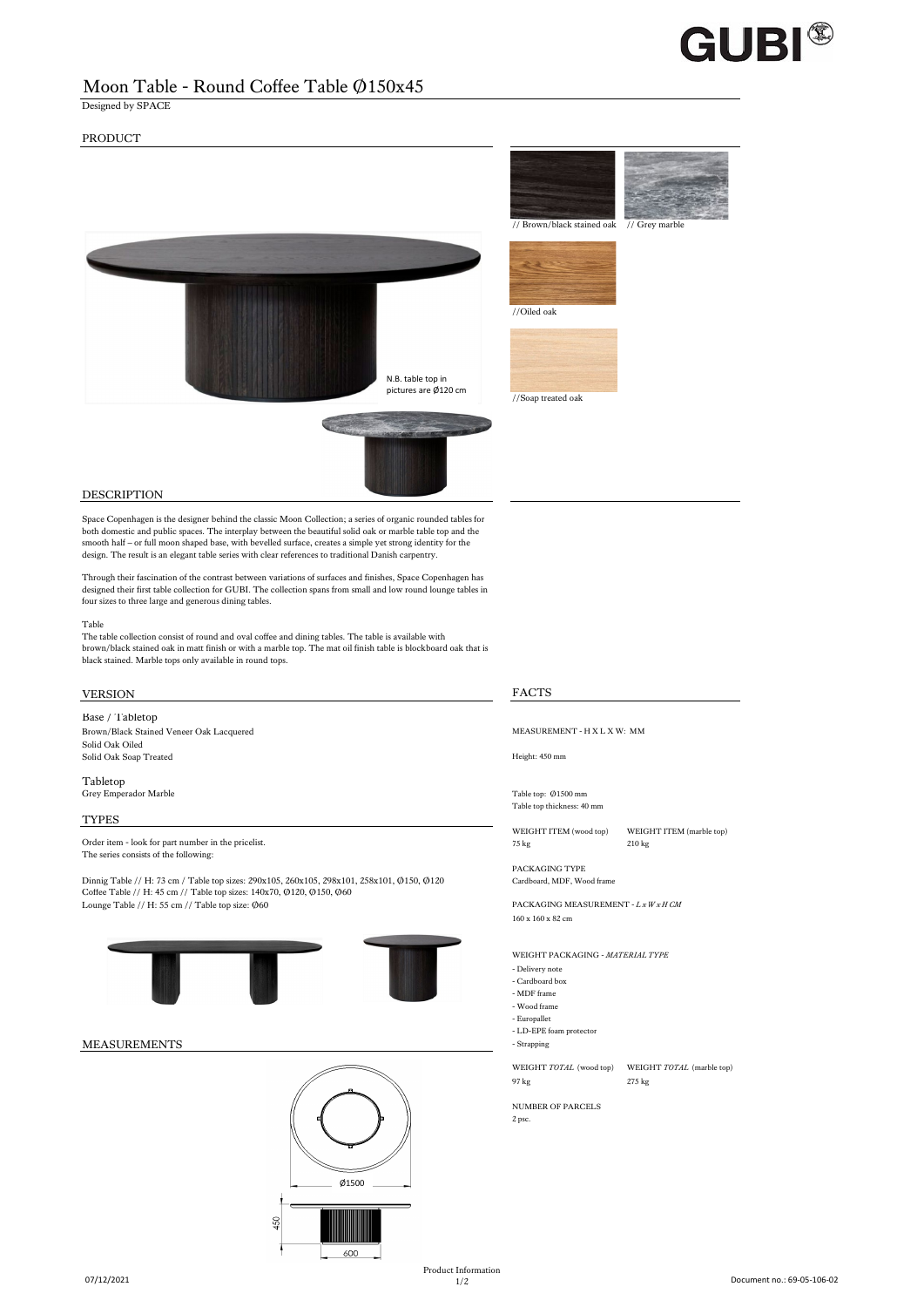# Moon Table - Round Coffee Table Ø150x45

Designed by SPACE

## PRODUCT

// Brown/black stained oak // Grey marble

//Oiled oak

//Soap treated oak

N.B. table top in pictures are Ø120 cm

## DESCRIPTION

Space Copenhagen is the designer behind the classic Moon Collection; a series of organic rounded tables for both domestic and public spaces. The interplay between the beautiful solid oak or marble table top and the smooth half – or full moon shaped base, with bevelled surface, creates a simple yet strong identity for the design. The result is an elegant table series with clear references to traditional Danish carpentry.

Through their fascination of the contrast between variations of surfaces and finishes, Space Copenhagen has designed their first table collection for GUBI. The collection spans from small and low round lounge tables in four sizes to three large and generous dining tables.

Table

The table collection consist of round and oval coffee and dining tables. The table is available with brown/black stained oak in matt finish or with a marble top. The mat oil finish table is blockboard oak that is black stained. Marble tops only available in round tops.

## VERSION

Base / Tabletop

Brown/Black Stained Veneer Oak Lacquered
Solid Oak Oiled
Solid Oak Soap Treated

Tabletop

Grey Emperador Marble

## TYPES

Order item - look for part number in the pricelist.
The series consists of the following:

Dinnig Table // H: 73 cm / Table top sizes: 290x105, 260x105, 298x101, 258x101, Ø150, Ø120
Coffee Table // H: 45 cm // Table top sizes: 140x70, Ø120, Ø150, Ø60
Lounge Table // H: 55 cm // Table top size: Ø60

## MEASUREMENTS

Ø1500

450

600

## FACTS

MEASUREMENT - H X L X W: MM

Height: 450 mm

Table top: Ø1500 mm
Table top thickness: 40 mm

| WEIGHT ITEM (wood top) | WEIGHT ITEM (marble top) |
|---|---|
| 75 kg | 210 kg |

PACKAGING TYPE
Cardboard, MDF, Wood frame

PACKAGING MEASUREMENT - *L x W x H CM*
160 x 160 x 82 cm

WEIGHT PACKAGING - *MATERIAL TYPE*
- Delivery note
- Cardboard box
- MDF frame
- Wood frame
- Europallet
- LD-EPE foam protector
- Strapping

| WEIGHT *TOTAL* (wood top) | WEIGHT *TOTAL* (marble top) |
|---|---|
| 97 kg | 275 kg |

NUMBER OF PARCELS
2 psc.

07/12/2021 Product Information Document no.: 69-05-106-02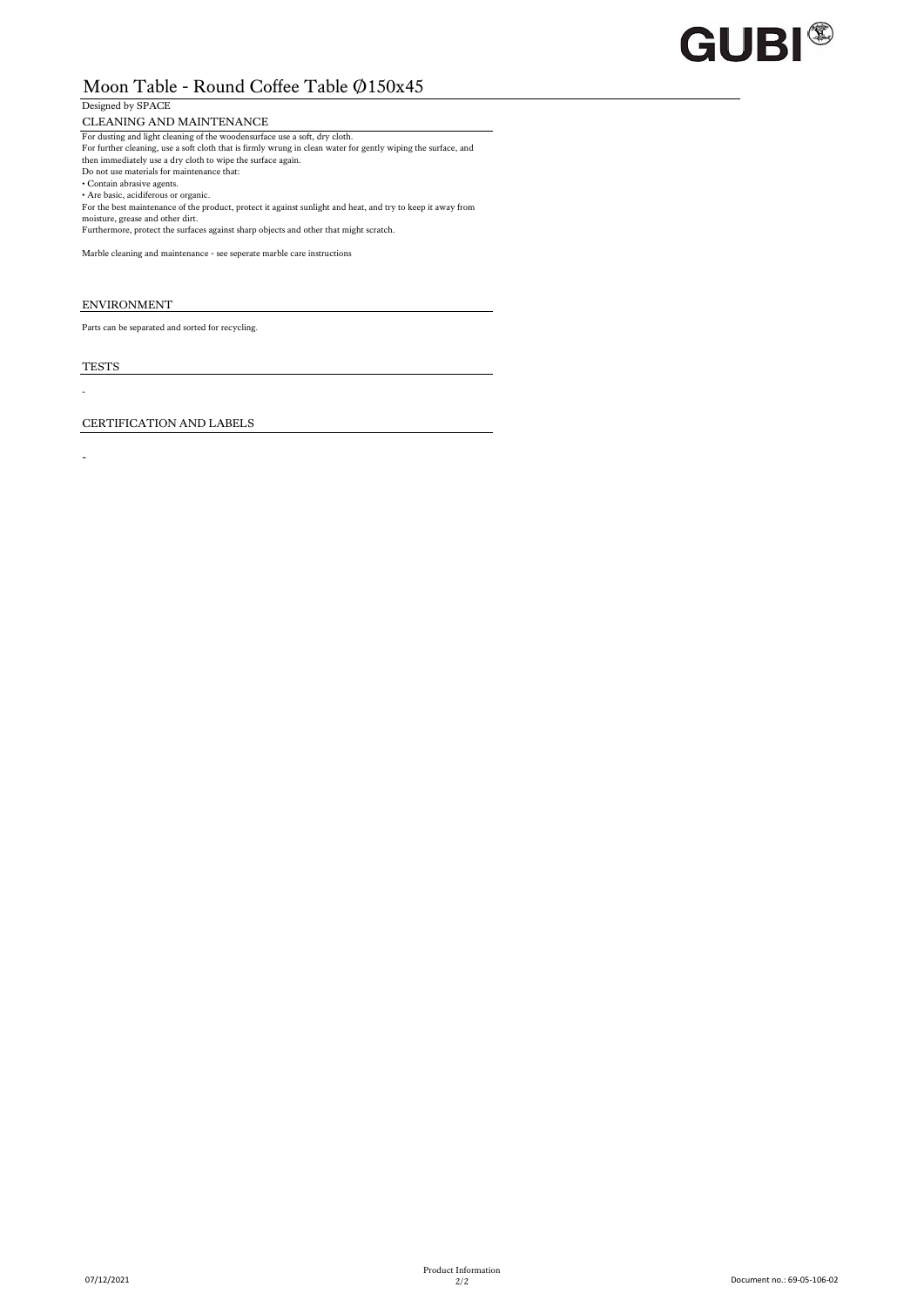# Moon Table - Round Coffee Table Ø150x45

Designed by SPACE

## CLEANING AND MAINTENANCE

For dusting and light cleaning of the woodensurface use a soft, dry cloth.
For further cleaning, use a soft cloth that is firmly wrung in clean water for gently wiping the surface, and then immediately use a dry cloth to wipe the surface again.
Do not use materials for maintenance that:

- Contain abrasive agents.
- Are basic, acidiferous or organic.

For the best maintenance of the product, protect it against sunlight and heat, and try to keep it away from moisture, grease and other dirt.
Furthermore, protect the surfaces against sharp objects and other that might scratch.

Marble cleaning and maintenance - see seperate marble care instructions

## ENVIRONMENT

Parts can be separated and sorted for recycling.

## TESTS

-

## CERTIFICATION AND LABELS

-

07/12/2021

Product Information

Document no.: 69-05-106-02